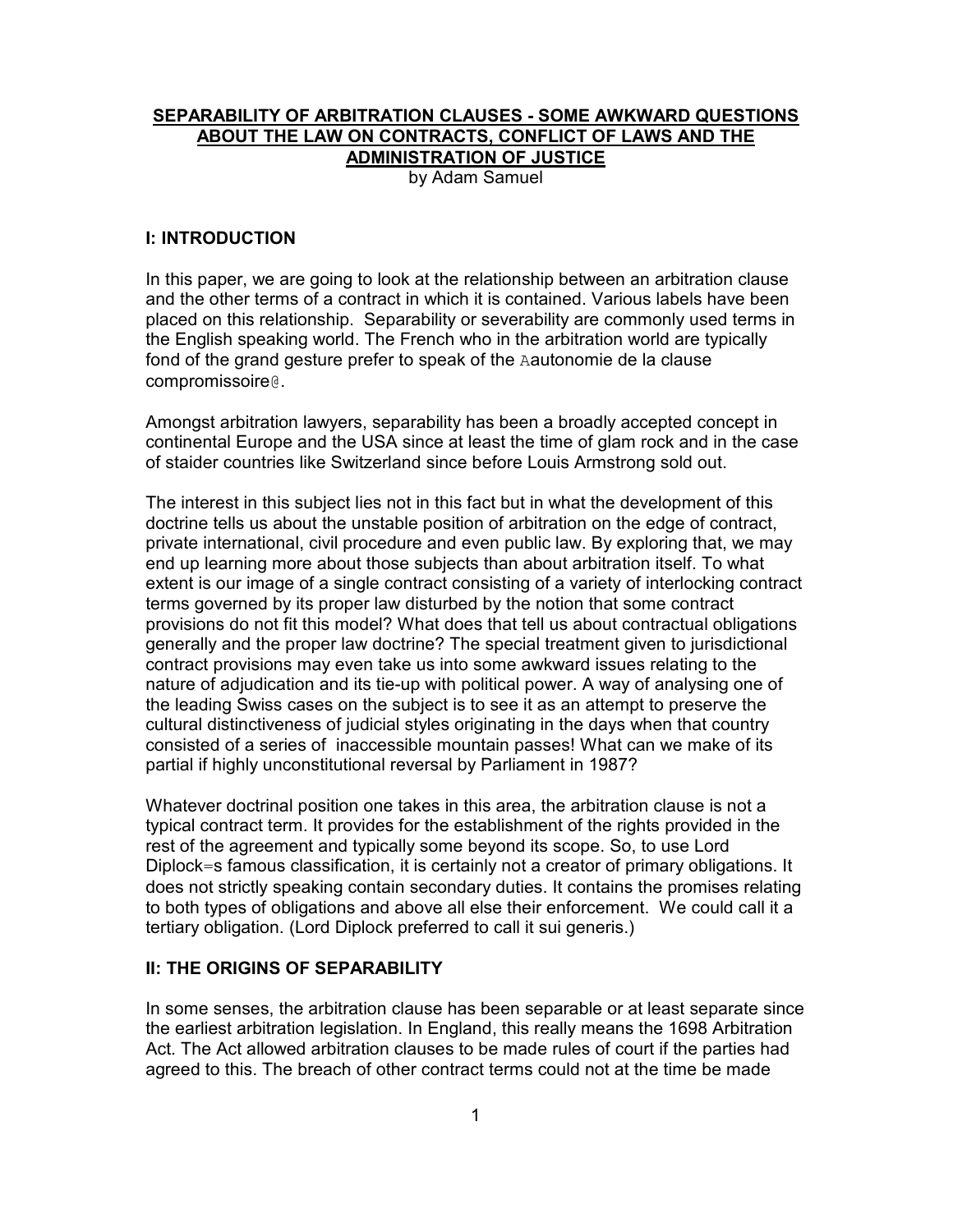# SEPARABILITY OF ARBITRATION CLAUSES - SOME AWKWARD QUESTIONS ABOUT THE LAW ON CONTRACTS, CONFLICT OF LAWS AND THE ADMINISTRATION OF JUSTICE

by Adam Samuel

## I: INTRODUCTION

In this paper, we are going to look at the relationship between an arbitration clause and the other terms of a contract in which it is contained. Various labels have been placed on this relationship. Separability or severability are commonly used terms in the English speaking world. The French who in the arbitration world are typically fond of the grand gesture prefer to speak of the Aautonomie de la clause compromissoire@.

Amongst arbitration lawyers, separability has been a broadly accepted concept in continental Europe and the USA since at least the time of glam rock and in the case of staider countries like Switzerland since before Louis Armstrong sold out.

The interest in this subject lies not in this fact but in what the development of this doctrine tells us about the unstable position of arbitration on the edge of contract, private international, civil procedure and even public law. By exploring that, we may end up learning more about those subjects than about arbitration itself. To what extent is our image of a single contract consisting of a variety of interlocking contract terms governed by its proper law disturbed by the notion that some contract provisions do not fit this model? What does that tell us about contractual obligations generally and the proper law doctrine? The special treatment given to jurisdictional contract provisions may even take us into some awkward issues relating to the nature of adjudication and its tie-up with political power. A way of analysing one of the leading Swiss cases on the subject is to see it as an attempt to preserve the cultural distinctiveness of judicial styles originating in the days when that country consisted of a series of inaccessible mountain passes! What can we make of its partial if highly unconstitutional reversal by Parliament in 1987?

Whatever doctrinal position one takes in this area, the arbitration clause is not a typical contract term. It provides for the establishment of the rights provided in the rest of the agreement and typically some beyond its scope. So, to use Lord Diplock=s famous classification, it is certainly not a creator of primary obligations. It does not strictly speaking contain secondary duties. It contains the promises relating to both types of obligations and above all else their enforcement. We could call it a tertiary obligation. (Lord Diplock preferred to call it sui generis.)

## II: THE ORIGINS OF SEPARABILITY

In some senses, the arbitration clause has been separable or at least separate since the earliest arbitration legislation. In England, this really means the 1698 Arbitration Act. The Act allowed arbitration clauses to be made rules of court if the parties had agreed to this. The breach of other contract terms could not at the time be made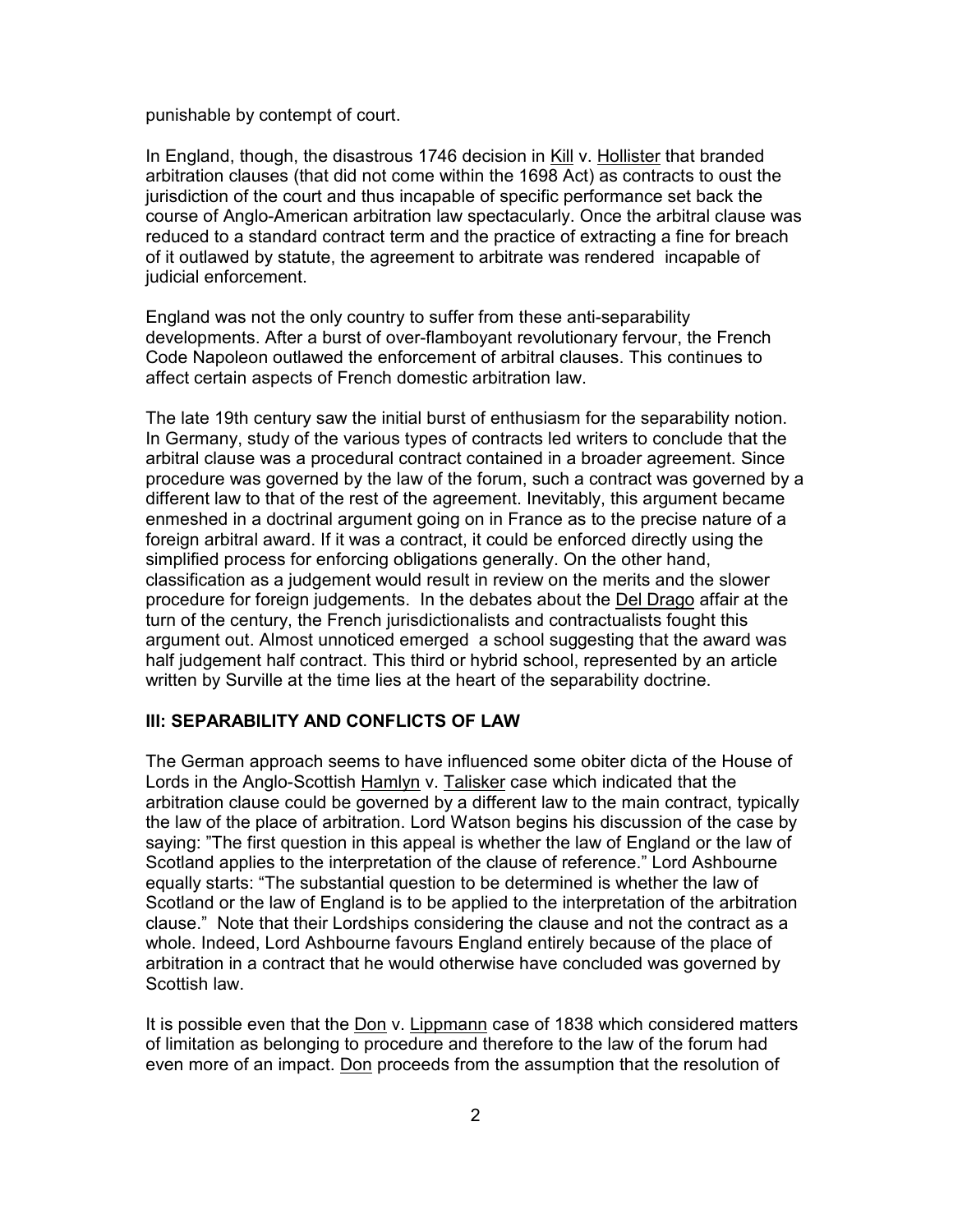punishable by contempt of court.

In England, though, the disastrous 1746 decision in Kill v. Hollister that branded arbitration clauses (that did not come within the 1698 Act) as contracts to oust the jurisdiction of the court and thus incapable of specific performance set back the course of Anglo-American arbitration law spectacularly. Once the arbitral clause was reduced to a standard contract term and the practice of extracting a fine for breach of it outlawed by statute, the agreement to arbitrate was rendered incapable of judicial enforcement.

England was not the only country to suffer from these anti-separability developments. After a burst of over-flamboyant revolutionary fervour, the French Code Napoleon outlawed the enforcement of arbitral clauses. This continues to affect certain aspects of French domestic arbitration law.

The late 19th century saw the initial burst of enthusiasm for the separability notion. In Germany, study of the various types of contracts led writers to conclude that the arbitral clause was a procedural contract contained in a broader agreement. Since procedure was governed by the law of the forum, such a contract was governed by a different law to that of the rest of the agreement. Inevitably, this argument became enmeshed in a doctrinal argument going on in France as to the precise nature of a foreign arbitral award. If it was a contract, it could be enforced directly using the simplified process for enforcing obligations generally. On the other hand, classification as a judgement would result in review on the merits and the slower procedure for foreign judgements. In the debates about the Del Drago affair at the turn of the century, the French jurisdictionalists and contractualists fought this argument out. Almost unnoticed emerged a school suggesting that the award was half judgement half contract. This third or hybrid school, represented by an article written by Surville at the time lies at the heart of the separability doctrine.

## III: SEPARABILITY AND CONFLICTS OF LAW

The German approach seems to have influenced some obiter dicta of the House of Lords in the Anglo-Scottish Hamlyn v. Talisker case which indicated that the arbitration clause could be governed by a different law to the main contract, typically the law of the place of arbitration. Lord Watson begins his discussion of the case by saying: "The first question in this appeal is whether the law of England or the law of Scotland applies to the interpretation of the clause of reference." Lord Ashbourne equally starts: "The substantial question to be determined is whether the law of Scotland or the law of England is to be applied to the interpretation of the arbitration clause." Note that their Lordships considering the clause and not the contract as a whole. Indeed, Lord Ashbourne favours England entirely because of the place of arbitration in a contract that he would otherwise have concluded was governed by Scottish law.

It is possible even that the Don v. Lippmann case of 1838 which considered matters of limitation as belonging to procedure and therefore to the law of the forum had even more of an impact. Don proceeds from the assumption that the resolution of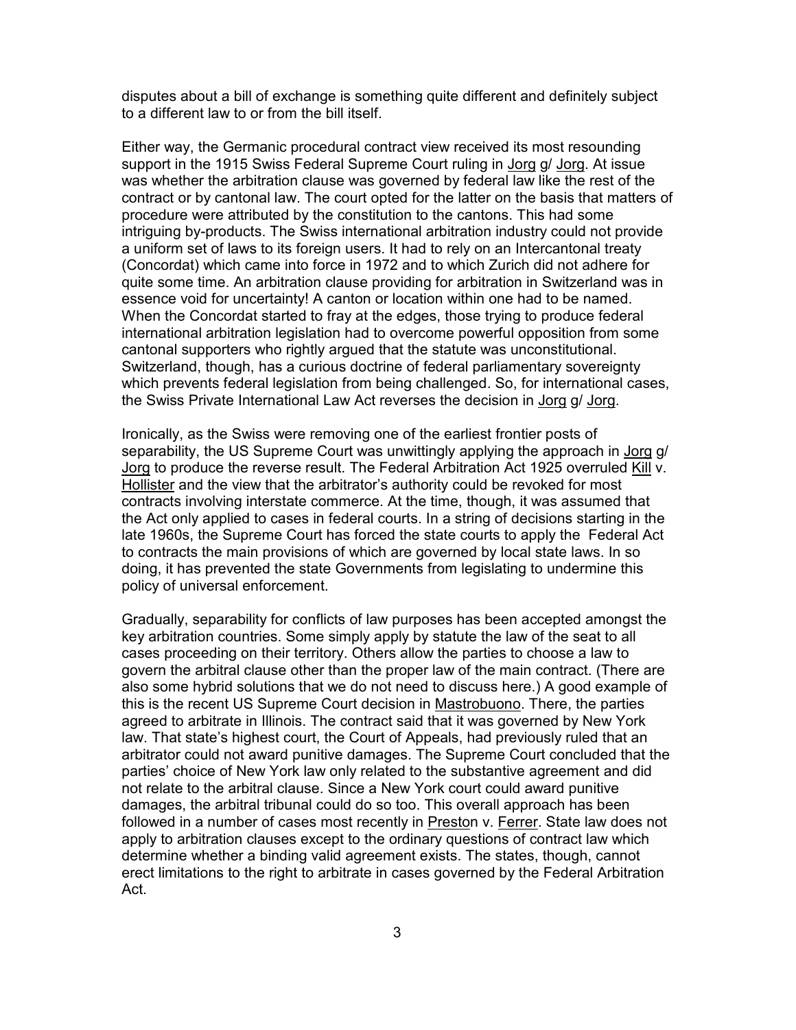disputes about a bill of exchange is something quite different and definitely subject to a different law to or from the bill itself.

Either way, the Germanic procedural contract view received its most resounding support in the 1915 Swiss Federal Supreme Court ruling in Jorg g/ Jorg. At issue was whether the arbitration clause was governed by federal law like the rest of the contract or by cantonal law. The court opted for the latter on the basis that matters of procedure were attributed by the constitution to the cantons. This had some intriguing by-products. The Swiss international arbitration industry could not provide a uniform set of laws to its foreign users. It had to rely on an Intercantonal treaty (Concordat) which came into force in 1972 and to which Zurich did not adhere for quite some time. An arbitration clause providing for arbitration in Switzerland was in essence void for uncertainty! A canton or location within one had to be named. When the Concordat started to fray at the edges, those trying to produce federal international arbitration legislation had to overcome powerful opposition from some cantonal supporters who rightly argued that the statute was unconstitutional. Switzerland, though, has a curious doctrine of federal parliamentary sovereignty which prevents federal legislation from being challenged. So, for international cases, the Swiss Private International Law Act reverses the decision in Jorg g/ Jorg.

Ironically, as the Swiss were removing one of the earliest frontier posts of separability, the US Supreme Court was unwittingly applying the approach in Jorg g/ Jorg to produce the reverse result. The Federal Arbitration Act 1925 overruled Kill v. Hollister and the view that the arbitrator's authority could be revoked for most contracts involving interstate commerce. At the time, though, it was assumed that the Act only applied to cases in federal courts. In a string of decisions starting in the late 1960s, the Supreme Court has forced the state courts to apply the Federal Act to contracts the main provisions of which are governed by local state laws. In so doing, it has prevented the state Governments from legislating to undermine this policy of universal enforcement.

Gradually, separability for conflicts of law purposes has been accepted amongst the key arbitration countries. Some simply apply by statute the law of the seat to all cases proceeding on their territory. Others allow the parties to choose a law to govern the arbitral clause other than the proper law of the main contract. (There are also some hybrid solutions that we do not need to discuss here.) A good example of this is the recent US Supreme Court decision in Mastrobuono. There, the parties agreed to arbitrate in Illinois. The contract said that it was governed by New York law. That state's highest court, the Court of Appeals, had previously ruled that an arbitrator could not award punitive damages. The Supreme Court concluded that the parties' choice of New York law only related to the substantive agreement and did not relate to the arbitral clause. Since a New York court could award punitive damages, the arbitral tribunal could do so too. This overall approach has been followed in a number of cases most recently in Preston v. Ferrer. State law does not apply to arbitration clauses except to the ordinary questions of contract law which determine whether a binding valid agreement exists. The states, though, cannot erect limitations to the right to arbitrate in cases governed by the Federal Arbitration Act.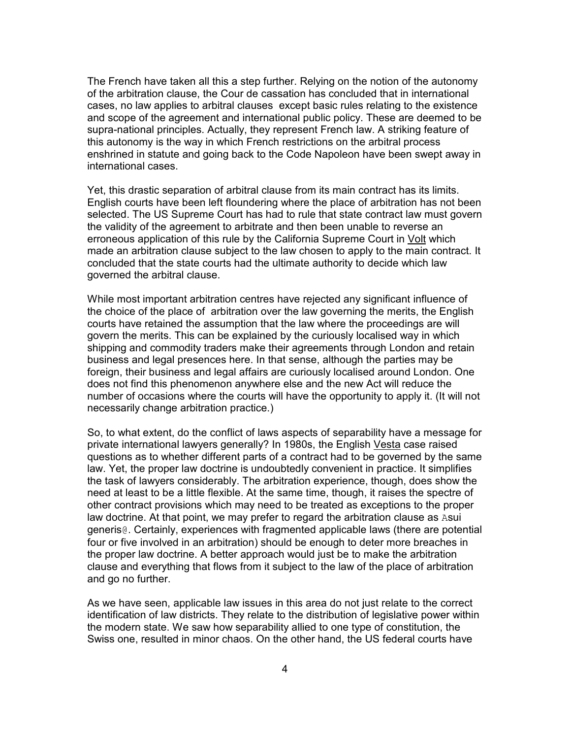The French have taken all this a step further. Relying on the notion of the autonomy of the arbitration clause, the Cour de cassation has concluded that in international cases, no law applies to arbitral clauses except basic rules relating to the existence and scope of the agreement and international public policy. These are deemed to be supra-national principles. Actually, they represent French law. A striking feature of this autonomy is the way in which French restrictions on the arbitral process enshrined in statute and going back to the Code Napoleon have been swept away in international cases.

Yet, this drastic separation of arbitral clause from its main contract has its limits. English courts have been left floundering where the place of arbitration has not been selected. The US Supreme Court has had to rule that state contract law must govern the validity of the agreement to arbitrate and then been unable to reverse an erroneous application of this rule by the California Supreme Court in Volt which made an arbitration clause subject to the law chosen to apply to the main contract. It concluded that the state courts had the ultimate authority to decide which law governed the arbitral clause.

While most important arbitration centres have rejected any significant influence of the choice of the place of arbitration over the law governing the merits, the English courts have retained the assumption that the law where the proceedings are will govern the merits. This can be explained by the curiously localised way in which shipping and commodity traders make their agreements through London and retain business and legal presences here. In that sense, although the parties may be foreign, their business and legal affairs are curiously localised around London. One does not find this phenomenon anywhere else and the new Act will reduce the number of occasions where the courts will have the opportunity to apply it. (It will not necessarily change arbitration practice.)

So, to what extent, do the conflict of laws aspects of separability have a message for private international lawyers generally? In 1980s, the English Vesta case raised questions as to whether different parts of a contract had to be governed by the same law. Yet, the proper law doctrine is undoubtedly convenient in practice. It simplifies the task of lawyers considerably. The arbitration experience, though, does show the need at least to be a little flexible. At the same time, though, it raises the spectre of other contract provisions which may need to be treated as exceptions to the proper law doctrine. At that point, we may prefer to regard the arbitration clause as Asui generis@. Certainly, experiences with fragmented applicable laws (there are potential four or five involved in an arbitration) should be enough to deter more breaches in the proper law doctrine. A better approach would just be to make the arbitration clause and everything that flows from it subject to the law of the place of arbitration and go no further.

As we have seen, applicable law issues in this area do not just relate to the correct identification of law districts. They relate to the distribution of legislative power within the modern state. We saw how separability allied to one type of constitution, the Swiss one, resulted in minor chaos. On the other hand, the US federal courts have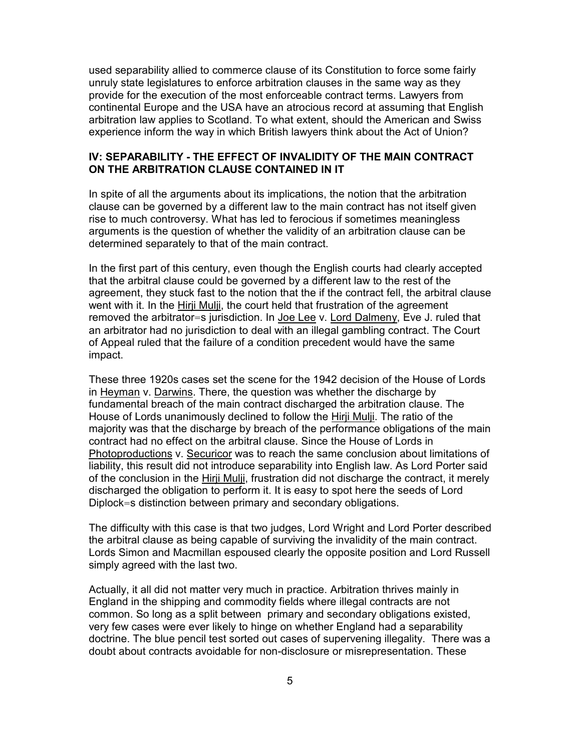used separability allied to commerce clause of its Constitution to force some fairly unruly state legislatures to enforce arbitration clauses in the same way as they provide for the execution of the most enforceable contract terms. Lawyers from continental Europe and the USA have an atrocious record at assuming that English arbitration law applies to Scotland. To what extent, should the American and Swiss experience inform the way in which British lawyers think about the Act of Union?

## IV: SEPARABILITY - THE EFFECT OF INVALIDITY OF THE MAIN CONTRACT ON THE ARBITRATION CLAUSE CONTAINED IN IT

In spite of all the arguments about its implications, the notion that the arbitration clause can be governed by a different law to the main contract has not itself given rise to much controversy. What has led to ferocious if sometimes meaningless arguments is the question of whether the validity of an arbitration clause can be determined separately to that of the main contract.

In the first part of this century, even though the English courts had clearly accepted that the arbitral clause could be governed by a different law to the rest of the agreement, they stuck fast to the notion that the if the contract fell, the arbitral clause went with it. In the Hirji Mulji, the court held that frustration of the agreement removed the arbitrator=s jurisdiction. In Joe Lee v. Lord Dalmeny, Eve J. ruled that an arbitrator had no jurisdiction to deal with an illegal gambling contract. The Court of Appeal ruled that the failure of a condition precedent would have the same impact.

These three 1920s cases set the scene for the 1942 decision of the House of Lords in Heyman v. Darwins. There, the question was whether the discharge by fundamental breach of the main contract discharged the arbitration clause. The House of Lords unanimously declined to follow the Hirji Mulji. The ratio of the majority was that the discharge by breach of the performance obligations of the main contract had no effect on the arbitral clause. Since the House of Lords in Photoproductions v. Securicor was to reach the same conclusion about limitations of liability, this result did not introduce separability into English law. As Lord Porter said of the conclusion in the Hirji Mulji, frustration did not discharge the contract, it merely discharged the obligation to perform it. It is easy to spot here the seeds of Lord Diplock=s distinction between primary and secondary obligations.

The difficulty with this case is that two judges, Lord Wright and Lord Porter described the arbitral clause as being capable of surviving the invalidity of the main contract. Lords Simon and Macmillan espoused clearly the opposite position and Lord Russell simply agreed with the last two.

Actually, it all did not matter very much in practice. Arbitration thrives mainly in England in the shipping and commodity fields where illegal contracts are not common. So long as a split between primary and secondary obligations existed, very few cases were ever likely to hinge on whether England had a separability doctrine. The blue pencil test sorted out cases of supervening illegality. There was a doubt about contracts avoidable for non-disclosure or misrepresentation. These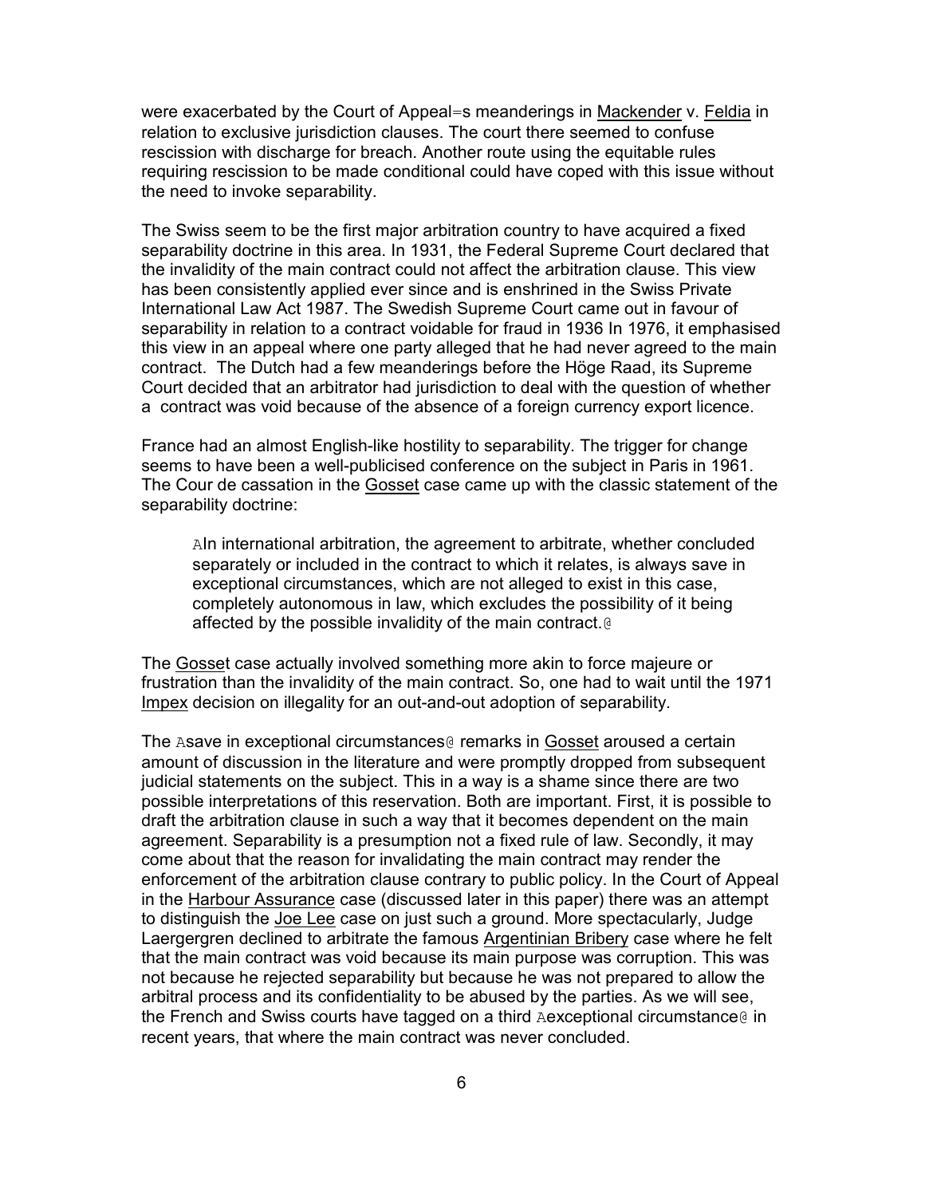were exacerbated by the Court of Appeal=s meanderings in Mackender v. Feldia in relation to exclusive jurisdiction clauses. The court there seemed to confuse rescission with discharge for breach. Another route using the equitable rules requiring rescission to be made conditional could have coped with this issue without the need to invoke separability.

The Swiss seem to be the first major arbitration country to have acquired a fixed separability doctrine in this area. In 1931, the Federal Supreme Court declared that the invalidity of the main contract could not affect the arbitration clause. This view has been consistently applied ever since and is enshrined in the Swiss Private International Law Act 1987. The Swedish Supreme Court came out in favour of separability in relation to a contract voidable for fraud in 1936 In 1976, it emphasised this view in an appeal where one party alleged that he had never agreed to the main contract. The Dutch had a few meanderings before the Höge Raad, its Supreme Court decided that an arbitrator had jurisdiction to deal with the question of whether a contract was void because of the absence of a foreign currency export licence.

France had an almost English-like hostility to separability. The trigger for change seems to have been a well-publicised conference on the subject in Paris in 1961. The Cour de cassation in the Gosset case came up with the classic statement of the separability doctrine:

> AIn international arbitration, the agreement to arbitrate, whether concluded separately or included in the contract to which it relates, is always save in exceptional circumstances, which are not alleged to exist in this case, completely autonomous in law, which excludes the possibility of it being affected by the possible invalidity of the main contract.@

The Gosset case actually involved something more akin to force majeure or frustration than the invalidity of the main contract. So, one had to wait until the 1971 Impex decision on illegality for an out-and-out adoption of separability.

The Asave in exceptional circumstances@ remarks in Gosset aroused a certain amount of discussion in the literature and were promptly dropped from subsequent judicial statements on the subject. This in a way is a shame since there are two possible interpretations of this reservation. Both are important. First, it is possible to draft the arbitration clause in such a way that it becomes dependent on the main agreement. Separability is a presumption not a fixed rule of law. Secondly, it may come about that the reason for invalidating the main contract may render the enforcement of the arbitration clause contrary to public policy. In the Court of Appeal in the Harbour Assurance case (discussed later in this paper) there was an attempt to distinguish the Joe Lee case on just such a ground. More spectacularly, Judge Laergergren declined to arbitrate the famous Argentinian Bribery case where he felt that the main contract was void because its main purpose was corruption. This was not because he rejected separability but because he was not prepared to allow the arbitral process and its confidentiality to be abused by the parties. As we will see, the French and Swiss courts have tagged on a third Aexceptional circumstance@ in recent years, that where the main contract was never concluded.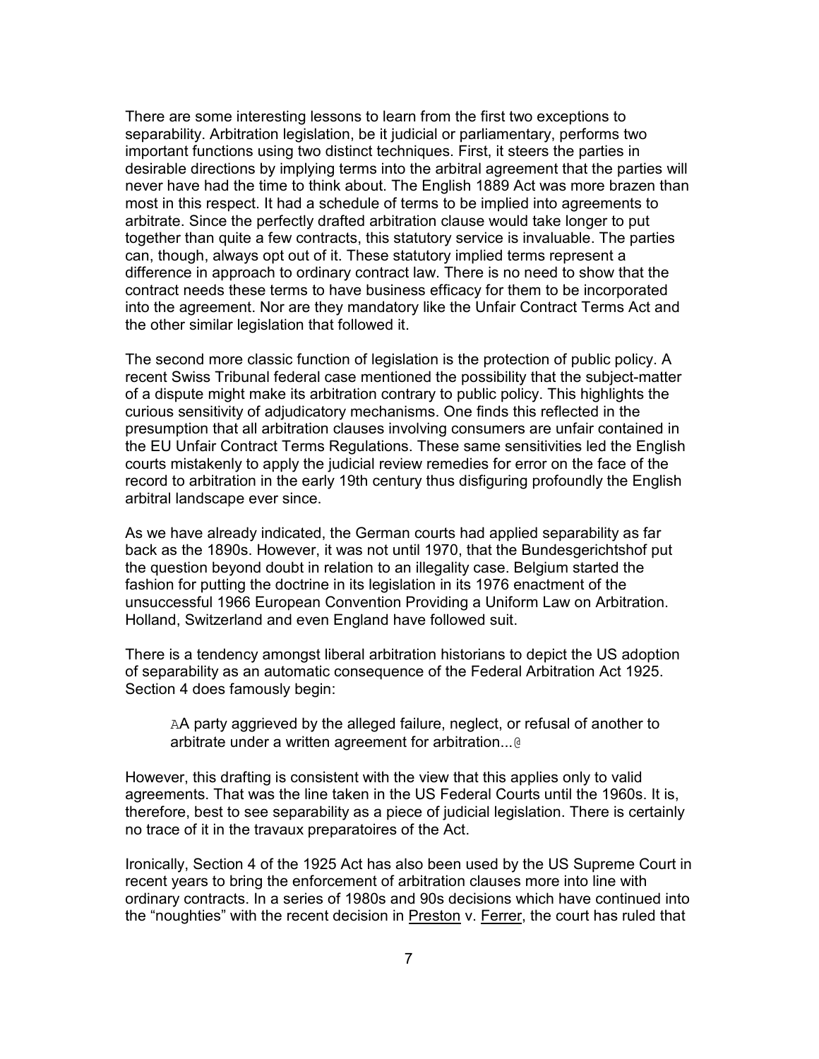There are some interesting lessons to learn from the first two exceptions to separability. Arbitration legislation, be it judicial or parliamentary, performs two important functions using two distinct techniques. First, it steers the parties in desirable directions by implying terms into the arbitral agreement that the parties will never have had the time to think about. The English 1889 Act was more brazen than most in this respect. It had a schedule of terms to be implied into agreements to arbitrate. Since the perfectly drafted arbitration clause would take longer to put together than quite a few contracts, this statutory service is invaluable. The parties can, though, always opt out of it. These statutory implied terms represent a difference in approach to ordinary contract law. There is no need to show that the contract needs these terms to have business efficacy for them to be incorporated into the agreement. Nor are they mandatory like the Unfair Contract Terms Act and the other similar legislation that followed it.

The second more classic function of legislation is the protection of public policy. A recent Swiss Tribunal federal case mentioned the possibility that the subject-matter of a dispute might make its arbitration contrary to public policy. This highlights the curious sensitivity of adjudicatory mechanisms. One finds this reflected in the presumption that all arbitration clauses involving consumers are unfair contained in the EU Unfair Contract Terms Regulations. These same sensitivities led the English courts mistakenly to apply the judicial review remedies for error on the face of the record to arbitration in the early 19th century thus disfiguring profoundly the English arbitral landscape ever since.

As we have already indicated, the German courts had applied separability as far back as the 1890s. However, it was not until 1970, that the Bundesgerichtshof put the question beyond doubt in relation to an illegality case. Belgium started the fashion for putting the doctrine in its legislation in its 1976 enactment of the unsuccessful 1966 European Convention Providing a Uniform Law on Arbitration. Holland, Switzerland and even England have followed suit.

There is a tendency amongst liberal arbitration historians to depict the US adoption of separability as an automatic consequence of the Federal Arbitration Act 1925. Section 4 does famously begin:

> AA party aggrieved by the alleged failure, neglect, or refusal of another to arbitrate under a written agreement for arbitration...@

However, this drafting is consistent with the view that this applies only to valid agreements. That was the line taken in the US Federal Courts until the 1960s. It is, therefore, best to see separability as a piece of judicial legislation. There is certainly no trace of it in the travaux preparatoires of the Act.

Ironically, Section 4 of the 1925 Act has also been used by the US Supreme Court in recent years to bring the enforcement of arbitration clauses more into line with ordinary contracts. In a series of 1980s and 90s decisions which have continued into the "noughties" with the recent decision in Preston v. Ferrer, the court has ruled that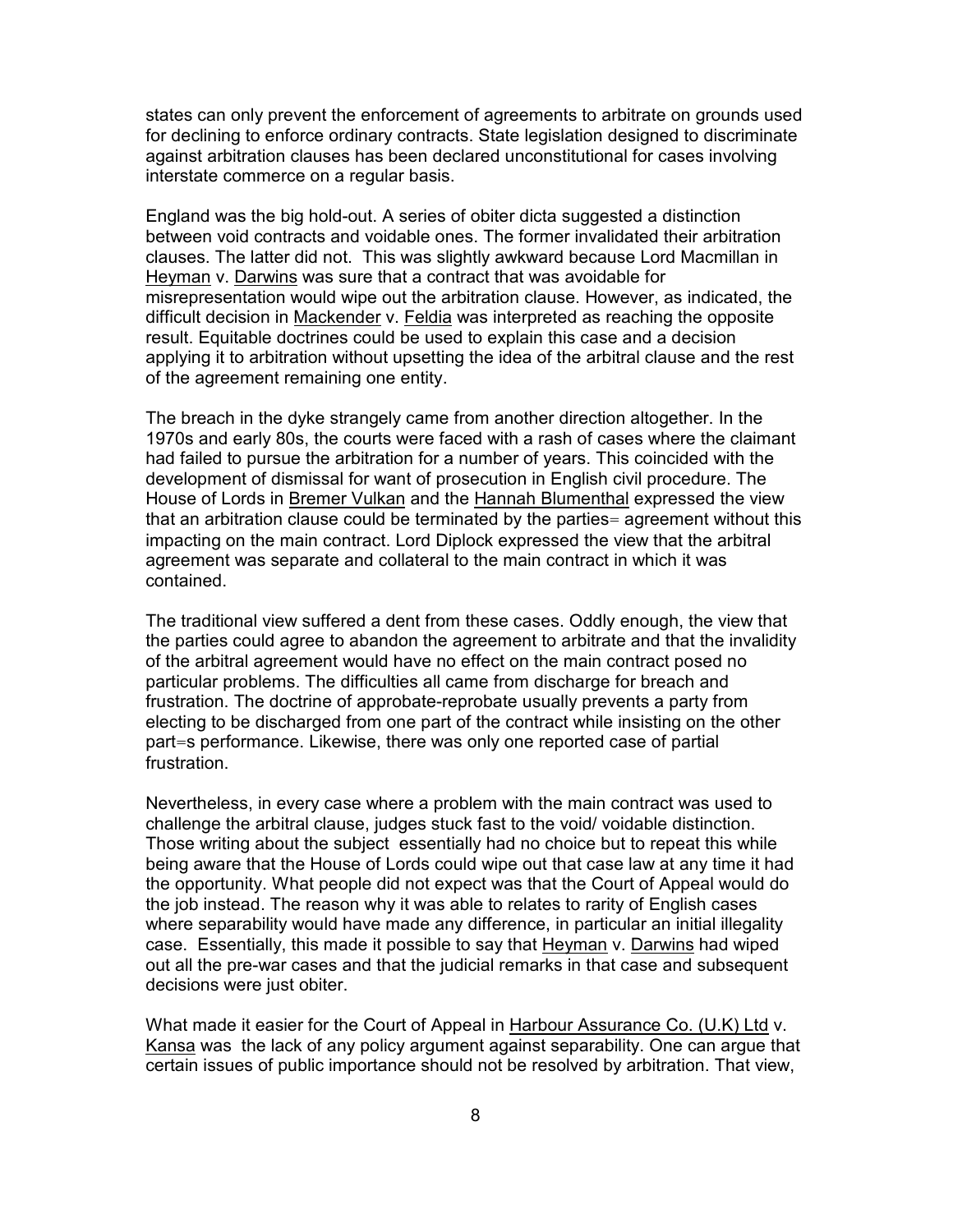states can only prevent the enforcement of agreements to arbitrate on grounds used for declining to enforce ordinary contracts. State legislation designed to discriminate against arbitration clauses has been declared unconstitutional for cases involving interstate commerce on a regular basis.

England was the big hold-out. A series of obiter dicta suggested a distinction between void contracts and voidable ones. The former invalidated their arbitration clauses. The latter did not. This was slightly awkward because Lord Macmillan in Heyman v. Darwins was sure that a contract that was avoidable for misrepresentation would wipe out the arbitration clause. However, as indicated, the difficult decision in Mackender v. Feldia was interpreted as reaching the opposite result. Equitable doctrines could be used to explain this case and a decision applying it to arbitration without upsetting the idea of the arbitral clause and the rest of the agreement remaining one entity.

The breach in the dyke strangely came from another direction altogether. In the 1970s and early 80s, the courts were faced with a rash of cases where the claimant had failed to pursue the arbitration for a number of years. This coincided with the development of dismissal for want of prosecution in English civil procedure. The House of Lords in Bremer Vulkan and the Hannah Blumenthal expressed the view that an arbitration clause could be terminated by the parties= agreement without this impacting on the main contract. Lord Diplock expressed the view that the arbitral agreement was separate and collateral to the main contract in which it was contained.

The traditional view suffered a dent from these cases. Oddly enough, the view that the parties could agree to abandon the agreement to arbitrate and that the invalidity of the arbitral agreement would have no effect on the main contract posed no particular problems. The difficulties all came from discharge for breach and frustration. The doctrine of approbate-reprobate usually prevents a party from electing to be discharged from one part of the contract while insisting on the other part=s performance. Likewise, there was only one reported case of partial frustration.

Nevertheless, in every case where a problem with the main contract was used to challenge the arbitral clause, judges stuck fast to the void/ voidable distinction. Those writing about the subject essentially had no choice but to repeat this while being aware that the House of Lords could wipe out that case law at any time it had the opportunity. What people did not expect was that the Court of Appeal would do the job instead. The reason why it was able to relates to rarity of English cases where separability would have made any difference, in particular an initial illegality case. Essentially, this made it possible to say that Heyman v. Darwins had wiped out all the pre-war cases and that the judicial remarks in that case and subsequent decisions were just obiter.

What made it easier for the Court of Appeal in Harbour Assurance Co. (U.K) Ltd v. Kansa was the lack of any policy argument against separability. One can argue that certain issues of public importance should not be resolved by arbitration. That view,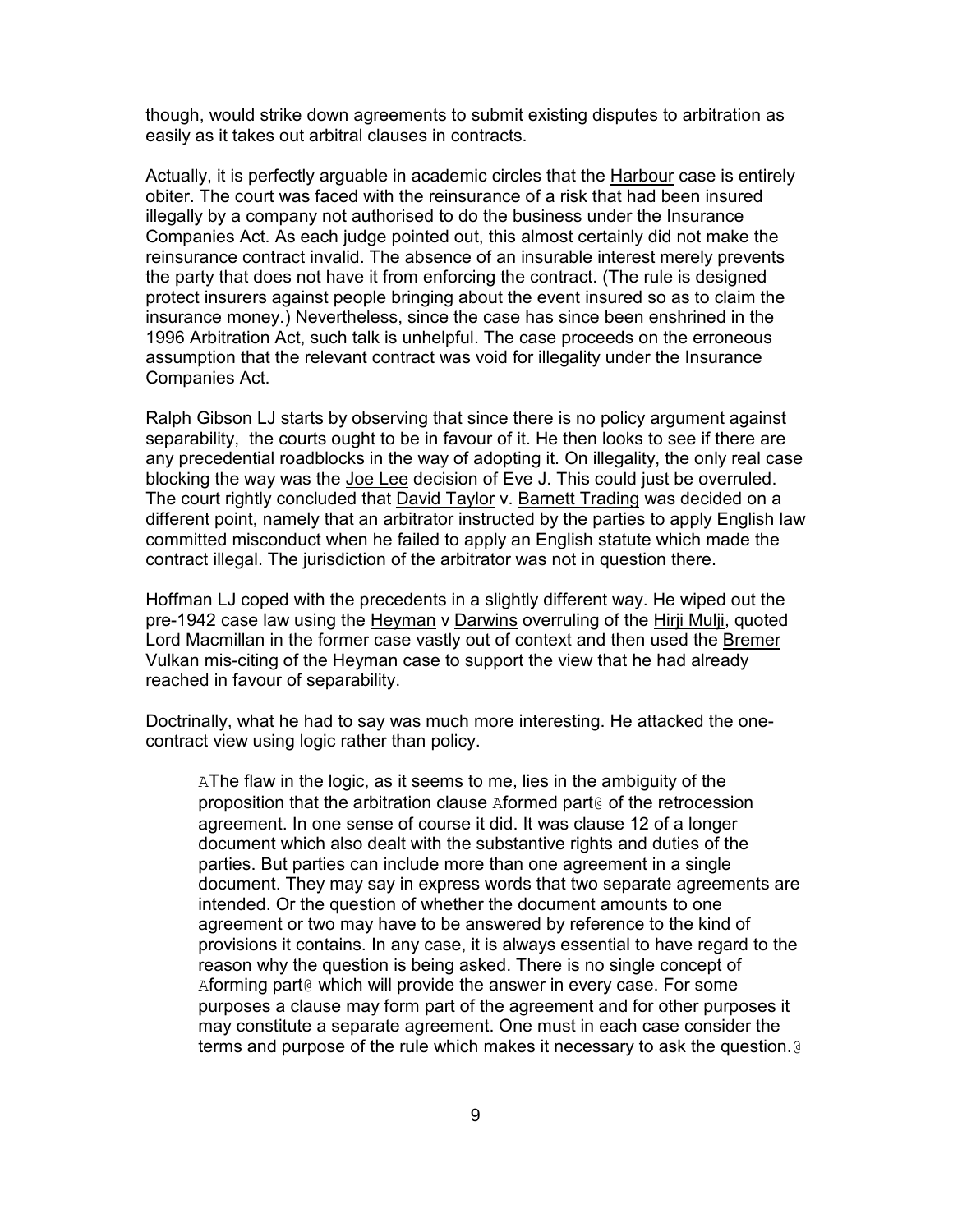though, would strike down agreements to submit existing disputes to arbitration as easily as it takes out arbitral clauses in contracts.

Actually, it is perfectly arguable in academic circles that the Harbour case is entirely obiter. The court was faced with the reinsurance of a risk that had been insured illegally by a company not authorised to do the business under the Insurance Companies Act. As each judge pointed out, this almost certainly did not make the reinsurance contract invalid. The absence of an insurable interest merely prevents the party that does not have it from enforcing the contract. (The rule is designed protect insurers against people bringing about the event insured so as to claim the insurance money.) Nevertheless, since the case has since been enshrined in the 1996 Arbitration Act, such talk is unhelpful. The case proceeds on the erroneous assumption that the relevant contract was void for illegality under the Insurance Companies Act.

Ralph Gibson LJ starts by observing that since there is no policy argument against separability, the courts ought to be in favour of it. He then looks to see if there are any precedential roadblocks in the way of adopting it. On illegality, the only real case blocking the way was the Joe Lee decision of Eve J. This could just be overruled. The court rightly concluded that David Taylor v. Barnett Trading was decided on a different point, namely that an arbitrator instructed by the parties to apply English law committed misconduct when he failed to apply an English statute which made the contract illegal. The jurisdiction of the arbitrator was not in question there.

Hoffman LJ coped with the precedents in a slightly different way. He wiped out the pre-1942 case law using the Heyman v Darwins overruling of the Hirji Mulji, quoted Lord Macmillan in the former case vastly out of context and then used the Bremer Vulkan mis-citing of the Heyman case to support the view that he had already reached in favour of separability.

Doctrinally, what he had to say was much more interesting. He attacked the one-contract view using logic rather than policy.

> AThe flaw in the logic, as it seems to me, lies in the ambiguity of the proposition that the arbitration clause Aformed part@ of the retrocession agreement. In one sense of course it did. It was clause 12 of a longer document which also dealt with the substantive rights and duties of the parties. But parties can include more than one agreement in a single document. They may say in express words that two separate agreements are intended. Or the question of whether the document amounts to one agreement or two may have to be answered by reference to the kind of provisions it contains. In any case, it is always essential to have regard to the reason why the question is being asked. There is no single concept of Aforming part@ which will provide the answer in every case. For some purposes a clause may form part of the agreement and for other purposes it may constitute a separate agreement. One must in each case consider the terms and purpose of the rule which makes it necessary to ask the question.@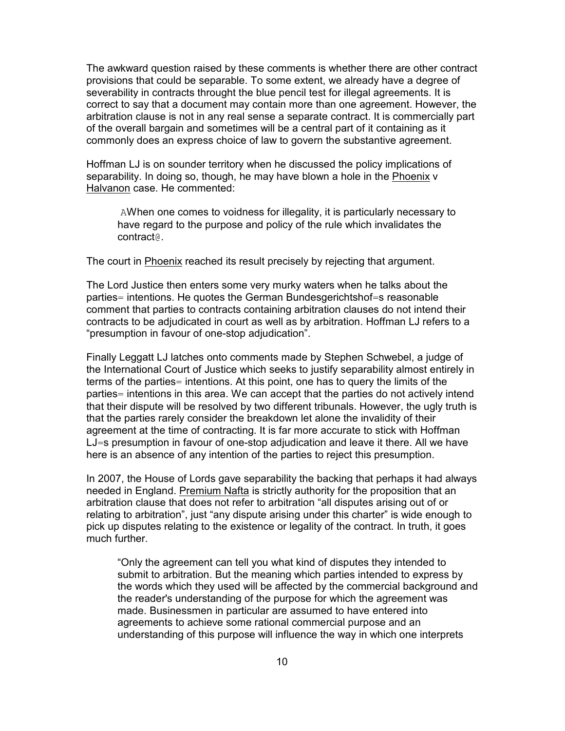The awkward question raised by these comments is whether there are other contract provisions that could be separable. To some extent, we already have a degree of severability in contracts throught the blue pencil test for illegal agreements. It is correct to say that a document may contain more than one agreement. However, the arbitration clause is not in any real sense a separate contract. It is commercially part of the overall bargain and sometimes will be a central part of it containing as it commonly does an express choice of law to govern the substantive agreement.

Hoffman LJ is on sounder territory when he discussed the policy implications of separability. In doing so, though, he may have blown a hole in the Phoenix v Halvanon case. He commented:

> AWhen one comes to voidness for illegality, it is particularly necessary to have regard to the purpose and policy of the rule which invalidates the contract@.

The court in Phoenix reached its result precisely by rejecting that argument.

The Lord Justice then enters some very murky waters when he talks about the parties= intentions. He quotes the German Bundesgerichtshof=s reasonable comment that parties to contracts containing arbitration clauses do not intend their contracts to be adjudicated in court as well as by arbitration. Hoffman LJ refers to a "presumption in favour of one-stop adjudication".

Finally Leggatt LJ latches onto comments made by Stephen Schwebel, a judge of the International Court of Justice which seeks to justify separability almost entirely in terms of the parties= intentions. At this point, one has to query the limits of the parties= intentions in this area. We can accept that the parties do not actively intend that their dispute will be resolved by two different tribunals. However, the ugly truth is that the parties rarely consider the breakdown let alone the invalidity of their agreement at the time of contracting. It is far more accurate to stick with Hoffman LJ=s presumption in favour of one-stop adjudication and leave it there. All we have here is an absence of any intention of the parties to reject this presumption.

In 2007, the House of Lords gave separability the backing that perhaps it had always needed in England. Premium Nafta is strictly authority for the proposition that an arbitration clause that does not refer to arbitration "all disputes arising out of or relating to arbitration", just "any dispute arising under this charter" is wide enough to pick up disputes relating to the existence or legality of the contract. In truth, it goes much further.

> "Only the agreement can tell you what kind of disputes they intended to submit to arbitration. But the meaning which parties intended to express by the words which they used will be affected by the commercial background and the reader's understanding of the purpose for which the agreement was made. Businessmen in particular are assumed to have entered into agreements to achieve some rational commercial purpose and an understanding of this purpose will influence the way in which one interprets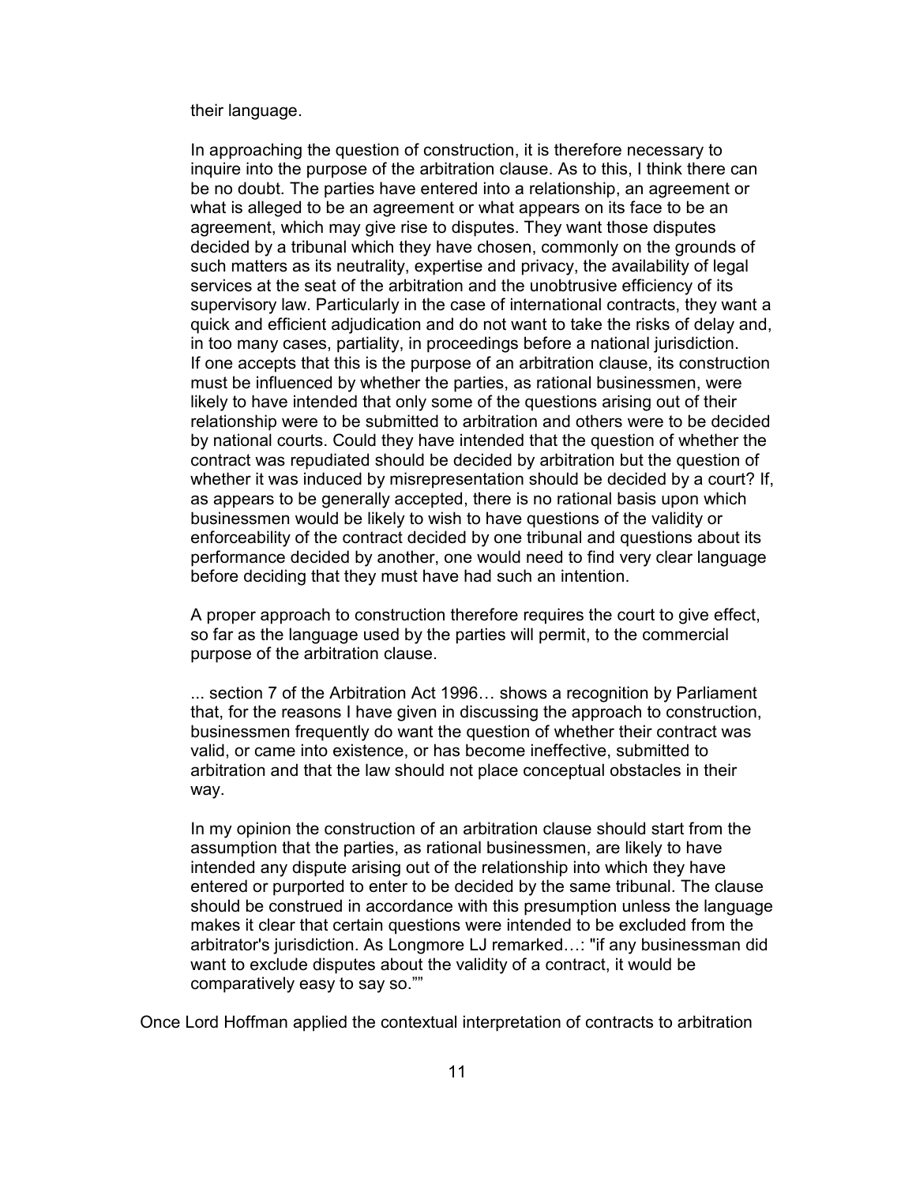their language.

> In approaching the question of construction, it is therefore necessary to inquire into the purpose of the arbitration clause. As to this, I think there can be no doubt. The parties have entered into a relationship, an agreement or what is alleged to be an agreement or what appears on its face to be an agreement, which may give rise to disputes. They want those disputes decided by a tribunal which they have chosen, commonly on the grounds of such matters as its neutrality, expertise and privacy, the availability of legal services at the seat of the arbitration and the unobtrusive efficiency of its supervisory law. Particularly in the case of international contracts, they want a quick and efficient adjudication and do not want to take the risks of delay and, in too many cases, partiality, in proceedings before a national jurisdiction. If one accepts that this is the purpose of an arbitration clause, its construction must be influenced by whether the parties, as rational businessmen, were likely to have intended that only some of the questions arising out of their relationship were to be submitted to arbitration and others were to be decided by national courts. Could they have intended that the question of whether the contract was repudiated should be decided by arbitration but the question of whether it was induced by misrepresentation should be decided by a court? If, as appears to be generally accepted, there is no rational basis upon which businessmen would be likely to wish to have questions of the validity or enforceability of the contract decided by one tribunal and questions about its performance decided by another, one would need to find very clear language before deciding that they must have had such an intention.
>
> A proper approach to construction therefore requires the court to give effect, so far as the language used by the parties will permit, to the commercial purpose of the arbitration clause.
>
> ... section 7 of the Arbitration Act 1996… shows a recognition by Parliament that, for the reasons I have given in discussing the approach to construction, businessmen frequently do want the question of whether their contract was valid, or came into existence, or has become ineffective, submitted to arbitration and that the law should not place conceptual obstacles in their way.
>
> In my opinion the construction of an arbitration clause should start from the assumption that the parties, as rational businessmen, are likely to have intended any dispute arising out of the relationship into which they have entered or purported to enter to be decided by the same tribunal. The clause should be construed in accordance with this presumption unless the language makes it clear that certain questions were intended to be excluded from the arbitrator's jurisdiction. As Longmore LJ remarked…: "if any businessman did want to exclude disputes about the validity of a contract, it would be comparatively easy to say so.""

Once Lord Hoffman applied the contextual interpretation of contracts to arbitration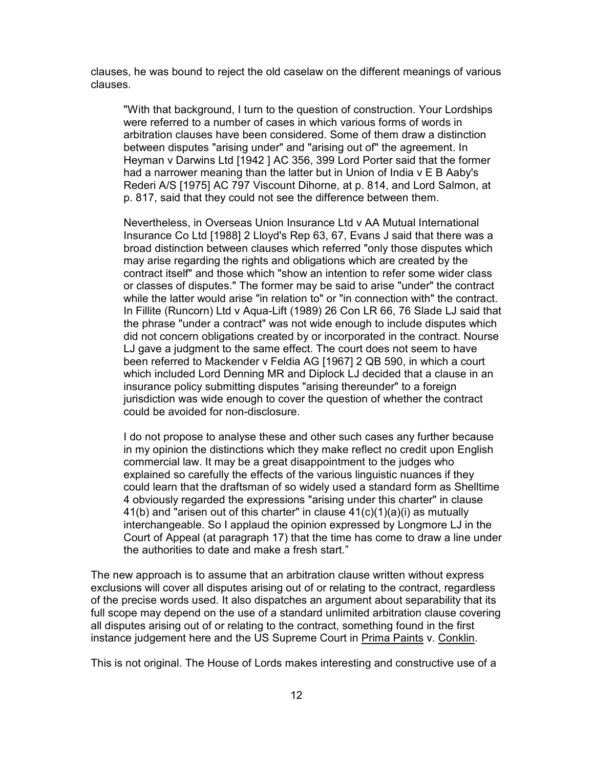clauses, he was bound to reject the old caselaw on the different meanings of various clauses.

> "With that background, I turn to the question of construction. Your Lordships were referred to a number of cases in which various forms of words in arbitration clauses have been considered. Some of them draw a distinction between disputes "arising under" and "arising out of" the agreement. In Heyman v Darwins Ltd [1942 ] AC 356, 399 Lord Porter said that the former had a narrower meaning than the latter but in Union of India v E B Aaby's Rederi A/S [1975] AC 797 Viscount Dihorne, at p. 814, and Lord Salmon, at p. 817, said that they could not see the difference between them.
>
> Nevertheless, in Overseas Union Insurance Ltd v AA Mutual International Insurance Co Ltd [1988] 2 Lloyd's Rep 63, 67, Evans J said that there was a broad distinction between clauses which referred "only those disputes which may arise regarding the rights and obligations which are created by the contract itself" and those which "show an intention to refer some wider class or classes of disputes." The former may be said to arise "under" the contract while the latter would arise "in relation to" or "in connection with" the contract. In Fillite (Runcorn) Ltd v Aqua-Lift (1989) 26 Con LR 66, 76 Slade LJ said that the phrase "under a contract" was not wide enough to include disputes which did not concern obligations created by or incorporated in the contract. Nourse LJ gave a judgment to the same effect. The court does not seem to have been referred to Mackender v Feldia AG [1967] 2 QB 590, in which a court which included Lord Denning MR and Diplock LJ decided that a clause in an insurance policy submitting disputes "arising thereunder" to a foreign jurisdiction was wide enough to cover the question of whether the contract could be avoided for non-disclosure.
>
> I do not propose to analyse these and other such cases any further because in my opinion the distinctions which they make reflect no credit upon English commercial law. It may be a great disappointment to the judges who explained so carefully the effects of the various linguistic nuances if they could learn that the draftsman of so widely used a standard form as Shelltime 4 obviously regarded the expressions "arising under this charter" in clause 41(b) and "arisen out of this charter" in clause 41(c)(1)(a)(i) as mutually interchangeable. So I applaud the opinion expressed by Longmore LJ in the Court of Appeal (at paragraph 17) that the time has come to draw a line under the authorities to date and make a fresh start."

The new approach is to assume that an arbitration clause written without express exclusions will cover all disputes arising out of or relating to the contract, regardless of the precise words used. It also dispatches an argument about separability that its full scope may depend on the use of a standard unlimited arbitration clause covering all disputes arising out of or relating to the contract, something found in the first instance judgement here and the US Supreme Court in Prima Paints v. Conklin.

This is not original. The House of Lords makes interesting and constructive use of a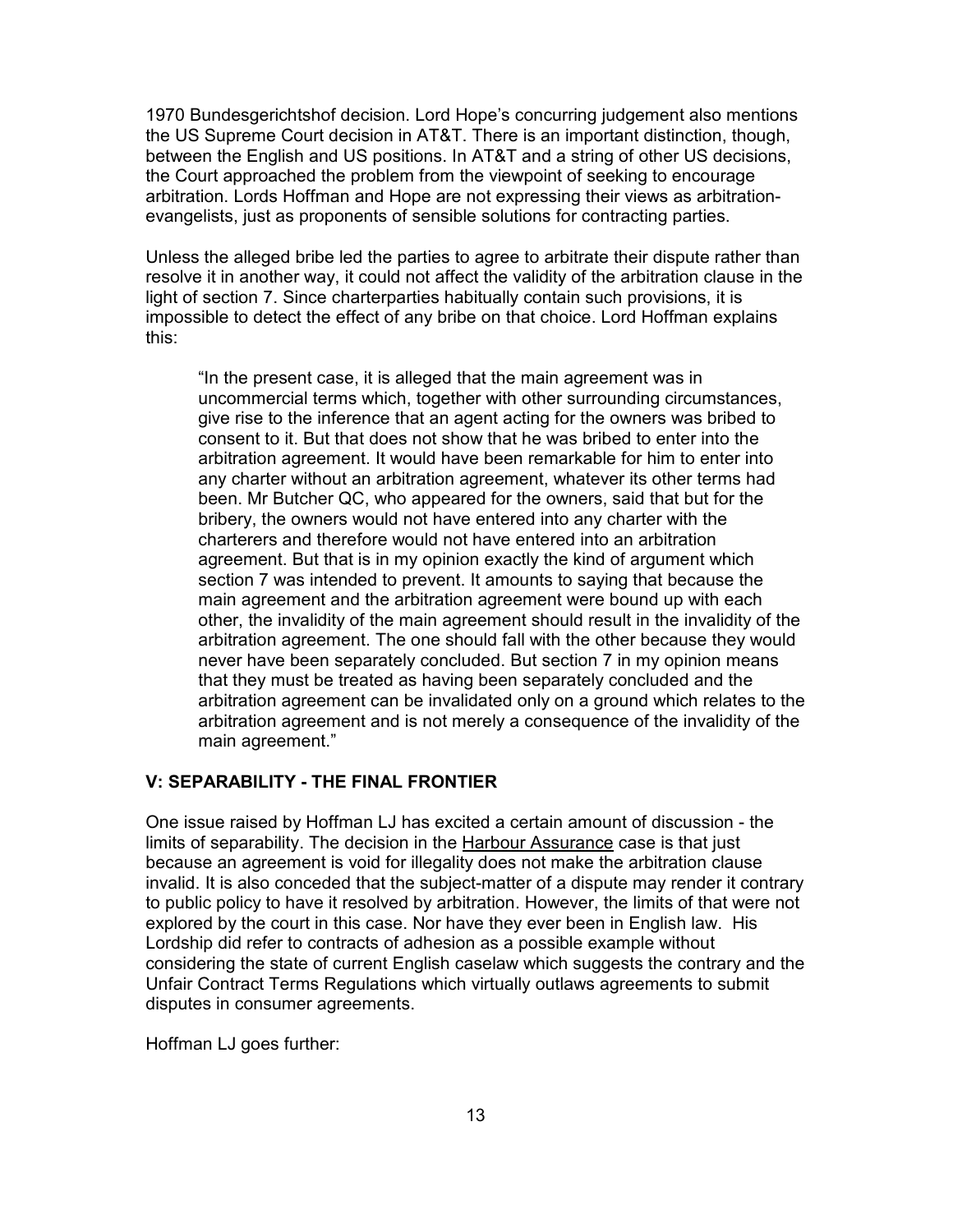1970 Bundesgerichtshof decision. Lord Hope's concurring judgement also mentions the US Supreme Court decision in AT&T. There is an important distinction, though, between the English and US positions. In AT&T and a string of other US decisions, the Court approached the problem from the viewpoint of seeking to encourage arbitration. Lords Hoffman and Hope are not expressing their views as arbitration-evangelists, just as proponents of sensible solutions for contracting parties.

Unless the alleged bribe led the parties to agree to arbitrate their dispute rather than resolve it in another way, it could not affect the validity of the arbitration clause in the light of section 7. Since charterparties habitually contain such provisions, it is impossible to detect the effect of any bribe on that choice. Lord Hoffman explains this:

> "In the present case, it is alleged that the main agreement was in uncommercial terms which, together with other surrounding circumstances, give rise to the inference that an agent acting for the owners was bribed to consent to it. But that does not show that he was bribed to enter into the arbitration agreement. It would have been remarkable for him to enter into any charter without an arbitration agreement, whatever its other terms had been. Mr Butcher QC, who appeared for the owners, said that but for the bribery, the owners would not have entered into any charter with the charterers and therefore would not have entered into an arbitration agreement. But that is in my opinion exactly the kind of argument which section 7 was intended to prevent. It amounts to saying that because the main agreement and the arbitration agreement were bound up with each other, the invalidity of the main agreement should result in the invalidity of the arbitration agreement. The one should fall with the other because they would never have been separately concluded. But section 7 in my opinion means that they must be treated as having been separately concluded and the arbitration agreement can be invalidated only on a ground which relates to the arbitration agreement and is not merely a consequence of the invalidity of the main agreement."

## V: SEPARABILITY - THE FINAL FRONTIER

One issue raised by Hoffman LJ has excited a certain amount of discussion - the limits of separability. The decision in the Harbour Assurance case is that just because an agreement is void for illegality does not make the arbitration clause invalid. It is also conceded that the subject-matter of a dispute may render it contrary to public policy to have it resolved by arbitration. However, the limits of that were not explored by the court in this case. Nor have they ever been in English law. His Lordship did refer to contracts of adhesion as a possible example without considering the state of current English caselaw which suggests the contrary and the Unfair Contract Terms Regulations which virtually outlaws agreements to submit disputes in consumer agreements.

Hoffman LJ goes further: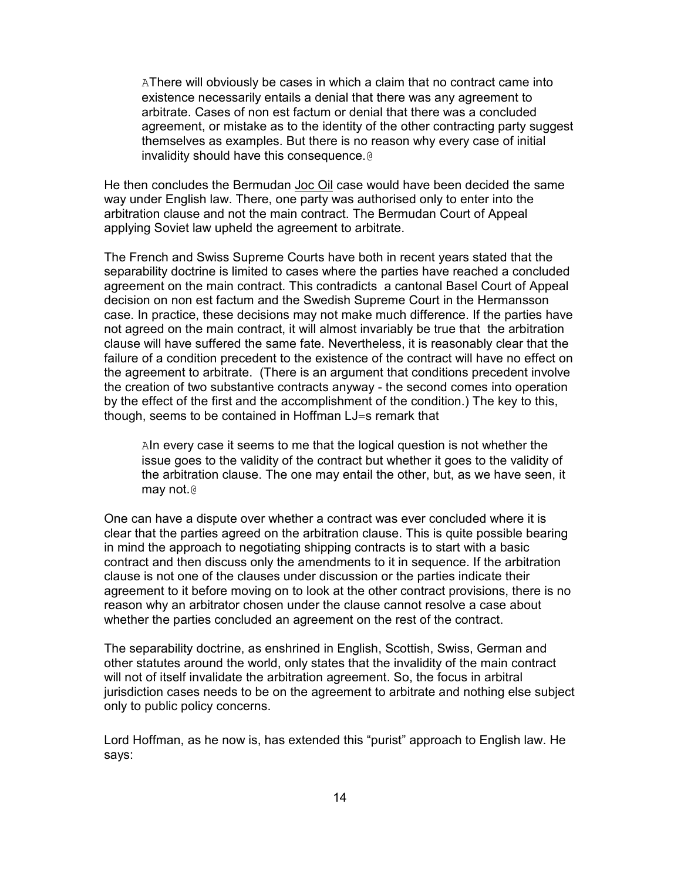> AThere will obviously be cases in which a claim that no contract came into existence necessarily entails a denial that there was any agreement to arbitrate. Cases of non est factum or denial that there was a concluded agreement, or mistake as to the identity of the other contracting party suggest themselves as examples. But there is no reason why every case of initial invalidity should have this consequence.@

He then concludes the Bermudan Joc Oil case would have been decided the same way under English law. There, one party was authorised only to enter into the arbitration clause and not the main contract. The Bermudan Court of Appeal applying Soviet law upheld the agreement to arbitrate.

The French and Swiss Supreme Courts have both in recent years stated that the separability doctrine is limited to cases where the parties have reached a concluded agreement on the main contract. This contradicts a cantonal Basel Court of Appeal decision on non est factum and the Swedish Supreme Court in the Hermansson case. In practice, these decisions may not make much difference. If the parties have not agreed on the main contract, it will almost invariably be true that the arbitration clause will have suffered the same fate. Nevertheless, it is reasonably clear that the failure of a condition precedent to the existence of the contract will have no effect on the agreement to arbitrate. (There is an argument that conditions precedent involve the creation of two substantive contracts anyway - the second comes into operation by the effect of the first and the accomplishment of the condition.) The key to this, though, seems to be contained in Hoffman LJ=s remark that

> AIn every case it seems to me that the logical question is not whether the issue goes to the validity of the contract but whether it goes to the validity of the arbitration clause. The one may entail the other, but, as we have seen, it may not.@

One can have a dispute over whether a contract was ever concluded where it is clear that the parties agreed on the arbitration clause. This is quite possible bearing in mind the approach to negotiating shipping contracts is to start with a basic contract and then discuss only the amendments to it in sequence. If the arbitration clause is not one of the clauses under discussion or the parties indicate their agreement to it before moving on to look at the other contract provisions, there is no reason why an arbitrator chosen under the clause cannot resolve a case about whether the parties concluded an agreement on the rest of the contract.

The separability doctrine, as enshrined in English, Scottish, Swiss, German and other statutes around the world, only states that the invalidity of the main contract will not of itself invalidate the arbitration agreement. So, the focus in arbitral jurisdiction cases needs to be on the agreement to arbitrate and nothing else subject only to public policy concerns.

Lord Hoffman, as he now is, has extended this "purist" approach to English law. He says: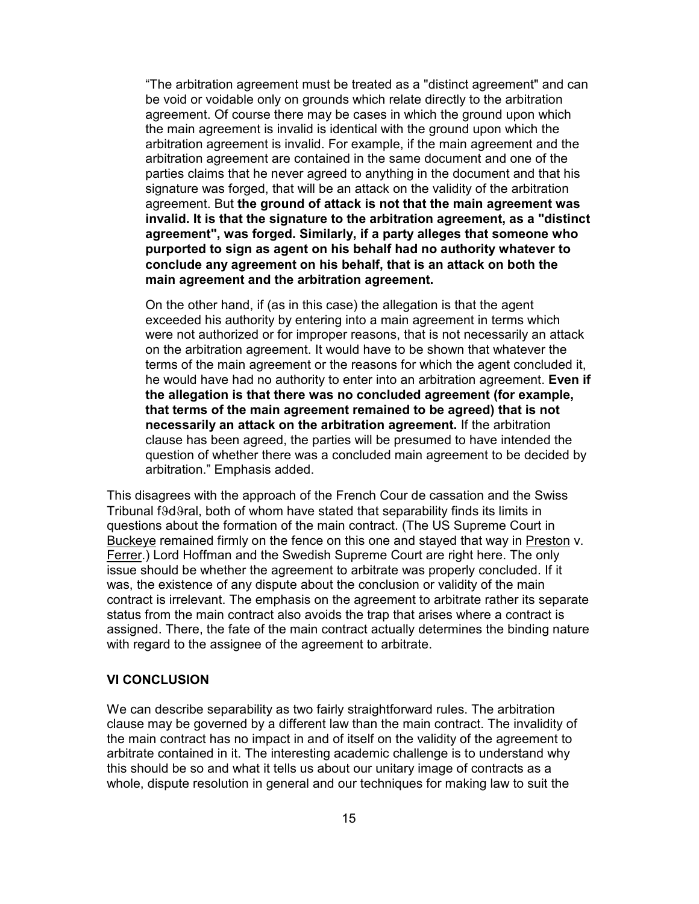> "The arbitration agreement must be treated as a "distinct agreement" and can be void or voidable only on grounds which relate directly to the arbitration agreement. Of course there may be cases in which the ground upon which the main agreement is invalid is identical with the ground upon which the arbitration agreement is invalid. For example, if the main agreement and the arbitration agreement are contained in the same document and one of the parties claims that he never agreed to anything in the document and that his signature was forged, that will be an attack on the validity of the arbitration agreement. But **the ground of attack is not that the main agreement was invalid. It is that the signature to the arbitration agreement, as a "distinct agreement", was forged. Similarly, if a party alleges that someone who purported to sign as agent on his behalf had no authority whatever to conclude any agreement on his behalf, that is an attack on both the main agreement and the arbitration agreement.**
>
> On the other hand, if (as in this case) the allegation is that the agent exceeded his authority by entering into a main agreement in terms which were not authorized or for improper reasons, that is not necessarily an attack on the arbitration agreement. It would have to be shown that whatever the terms of the main agreement or the reasons for which the agent concluded it, he would have had no authority to enter into an arbitration agreement. **Even if the allegation is that there was no concluded agreement (for example, that terms of the main agreement remained to be agreed) that is not necessarily an attack on the arbitration agreement.** If the arbitration clause has been agreed, the parties will be presumed to have intended the question of whether there was a concluded main agreement to be decided by arbitration." Emphasis added.

This disagrees with the approach of the French Cour de cassation and the Swiss Tribunal fédéral, both of whom have stated that separability finds its limits in questions about the formation of the main contract. (The US Supreme Court in Buckeye remained firmly on the fence on this one and stayed that way in Preston v. Ferrer.) Lord Hoffman and the Swedish Supreme Court are right here. The only issue should be whether the agreement to arbitrate was properly concluded. If it was, the existence of any dispute about the conclusion or validity of the main contract is irrelevant. The emphasis on the agreement to arbitrate rather its separate status from the main contract also avoids the trap that arises where a contract is assigned. There, the fate of the main contract actually determines the binding nature with regard to the assignee of the agreement to arbitrate.

## VI CONCLUSION

We can describe separability as two fairly straightforward rules. The arbitration clause may be governed by a different law than the main contract. The invalidity of the main contract has no impact in and of itself on the validity of the agreement to arbitrate contained in it. The interesting academic challenge is to understand why this should be so and what it tells us about our unitary image of contracts as a whole, dispute resolution in general and our techniques for making law to suit the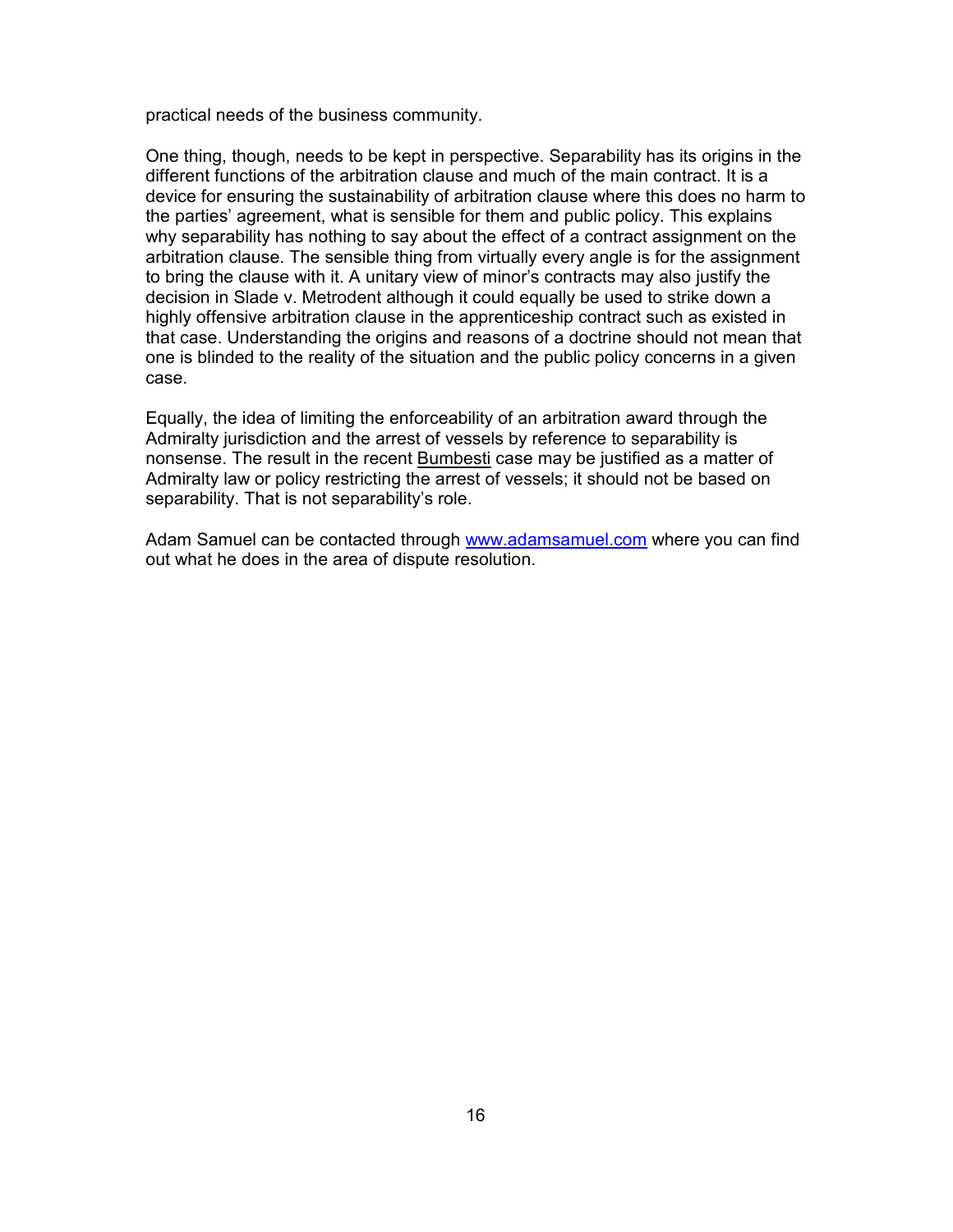practical needs of the business community.

One thing, though, needs to be kept in perspective. Separability has its origins in the different functions of the arbitration clause and much of the main contract. It is a device for ensuring the sustainability of arbitration clause where this does no harm to the parties' agreement, what is sensible for them and public policy. This explains why separability has nothing to say about the effect of a contract assignment on the arbitration clause. The sensible thing from virtually every angle is for the assignment to bring the clause with it. A unitary view of minor's contracts may also justify the decision in Slade v. Metrodent although it could equally be used to strike down a highly offensive arbitration clause in the apprenticeship contract such as existed in that case. Understanding the origins and reasons of a doctrine should not mean that one is blinded to the reality of the situation and the public policy concerns in a given case.

Equally, the idea of limiting the enforceability of an arbitration award through the Admiralty jurisdiction and the arrest of vessels by reference to separability is nonsense. The result in the recent Bumbesti case may be justified as a matter of Admiralty law or policy restricting the arrest of vessels; it should not be based on separability. That is not separability's role.

Adam Samuel can be contacted through [www.adamsamuel.com](http://www.adamsamuel.com) where you can find out what he does in the area of dispute resolution.